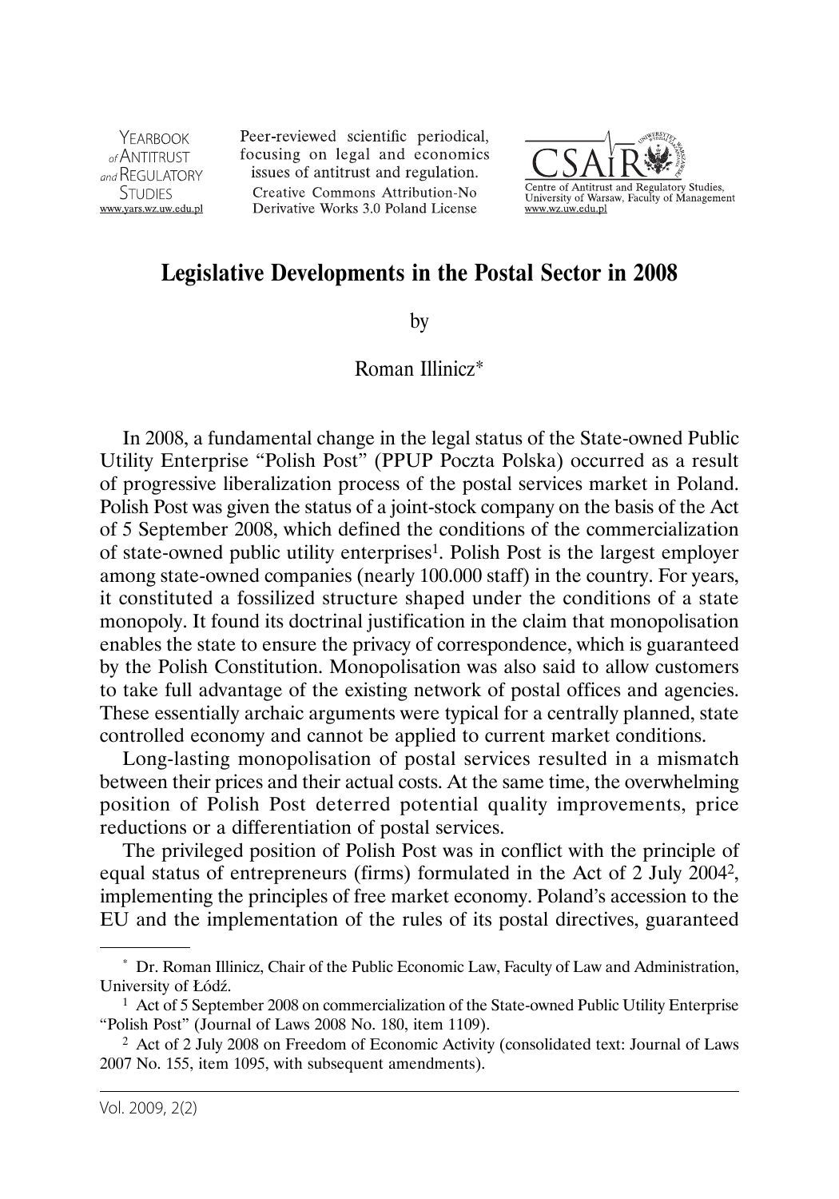# Legislative Developments in the Postal Sector in 2008

by

Roman Illinicz*

In 2008, a fundamental change in the legal status of the State-owned Public Utility Enterprise "Polish Post" (PPUP Poczta Polska) occurred as a result of progressive liberalization process of the postal services market in Poland. Polish Post was given the status of a joint-stock company on the basis of the Act of 5 September 2008, which defined the conditions of the commercialization of state-owned public utility enterprises[1]. Polish Post is the largest employer among state-owned companies (nearly 100.000 staff) in the country. For years, it constituted a fossilized structure shaped under the conditions of a state monopoly. It found its doctrinal justification in the claim that monopolisation enables the state to ensure the privacy of correspondence, which is guaranteed by the Polish Constitution. Monopolisation was also said to allow customers to take full advantage of the existing network of postal offices and agencies. These essentially archaic arguments were typical for a centrally planned, state controlled economy and cannot be applied to current market conditions.

Long-lasting monopolisation of postal services resulted in a mismatch between their prices and their actual costs. At the same time, the overwhelming position of Polish Post deterred potential quality improvements, price reductions or a differentiation of postal services.

The privileged position of Polish Post was in conflict with the principle of equal status of entrepreneurs (firms) formulated in the Act of 2 July 2004[2], implementing the principles of free market economy. Poland's accession to the EU and the implementation of the rules of its postal directives, guaranteed

---

* Dr. Roman Illinicz, Chair of the Public Economic Law, Faculty of Law and Administration, University of Łódź.

[1] Act of 5 September 2008 on commercialization of the State-owned Public Utility Enterprise "Polish Post" (Journal of Laws 2008 No. 180, item 1109).

[2] Act of 2 July 2008 on Freedom of Economic Activity (consolidated text: Journal of Laws 2007 No. 155, item 1095, with subsequent amendments).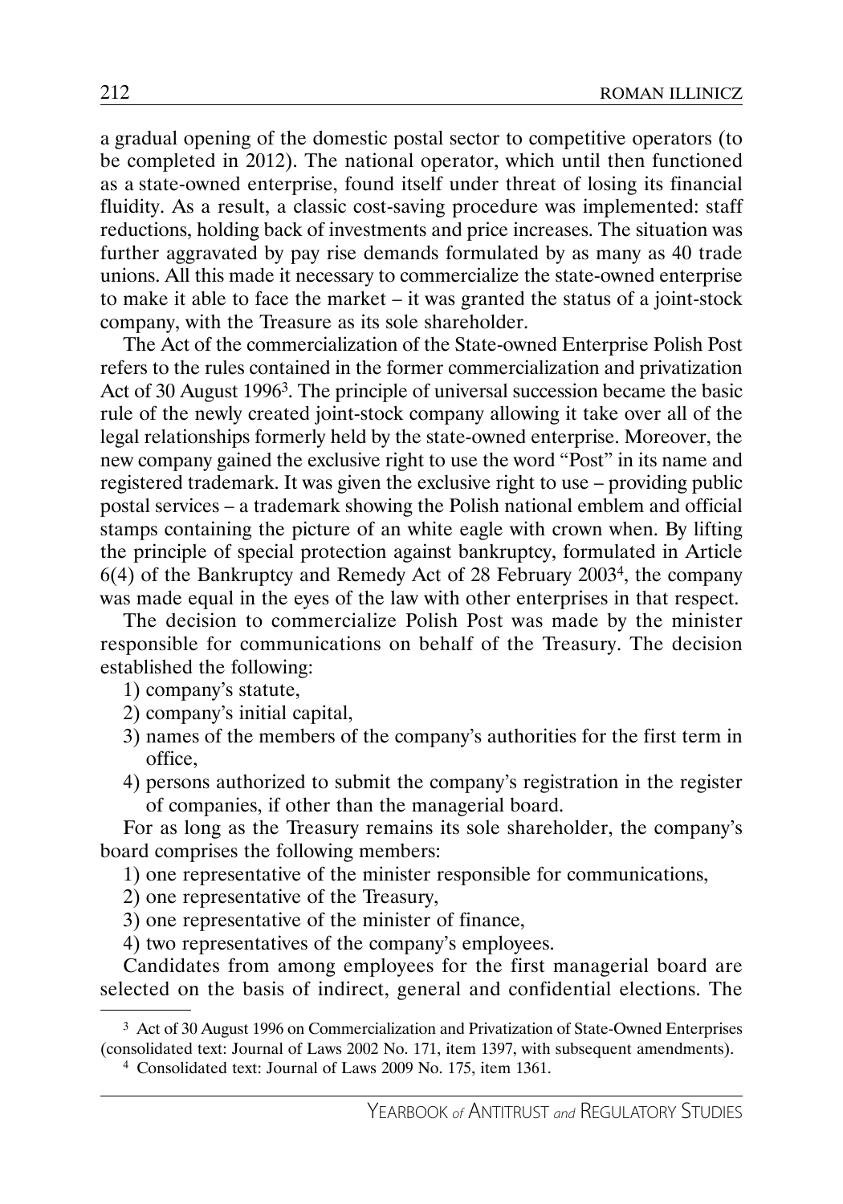a gradual opening of the domestic postal sector to competitive operators (to be completed in 2012). The national operator, which until then functioned as a state-owned enterprise, found itself under threat of losing its financial fluidity. As a result, a classic cost-saving procedure was implemented: staff reductions, holding back of investments and price increases. The situation was further aggravated by pay rise demands formulated by as many as 40 trade unions. All this made it necessary to commercialize the state-owned enterprise to make it able to face the market – it was granted the status of a joint-stock company, with the Treasure as its sole shareholder.

The Act of the commercialization of the State-owned Enterprise Polish Post refers to the rules contained in the former commercialization and privatization Act of 30 August 1996[3]. The principle of universal succession became the basic rule of the newly created joint-stock company allowing it take over all of the legal relationships formerly held by the state-owned enterprise. Moreover, the new company gained the exclusive right to use the word "Post" in its name and registered trademark. It was given the exclusive right to use – providing public postal services – a trademark showing the Polish national emblem and official stamps containing the picture of an white eagle with crown when. By lifting the principle of special protection against bankruptcy, formulated in Article 6(4) of the Bankruptcy and Remedy Act of 28 February 2003[4], the company was made equal in the eyes of the law with other enterprises in that respect.

The decision to commercialize Polish Post was made by the minister responsible for communications on behalf of the Treasury. The decision established the following:

1) company's statute,
2) company's initial capital,
3) names of the members of the company's authorities for the first term in office,
4) persons authorized to submit the company's registration in the register of companies, if other than the managerial board.

For as long as the Treasury remains its sole shareholder, the company's board comprises the following members:

1) one representative of the minister responsible for communications,
2) one representative of the Treasury,
3) one representative of the minister of finance,
4) two representatives of the company's employees.

Candidates from among employees for the first managerial board are selected on the basis of indirect, general and confidential elections. The

---

[3] Act of 30 August 1996 on Commercialization and Privatization of State-Owned Enterprises (consolidated text: Journal of Laws 2002 No. 171, item 1397, with subsequent amendments).

[4] Consolidated text: Journal of Laws 2009 No. 175, item 1361.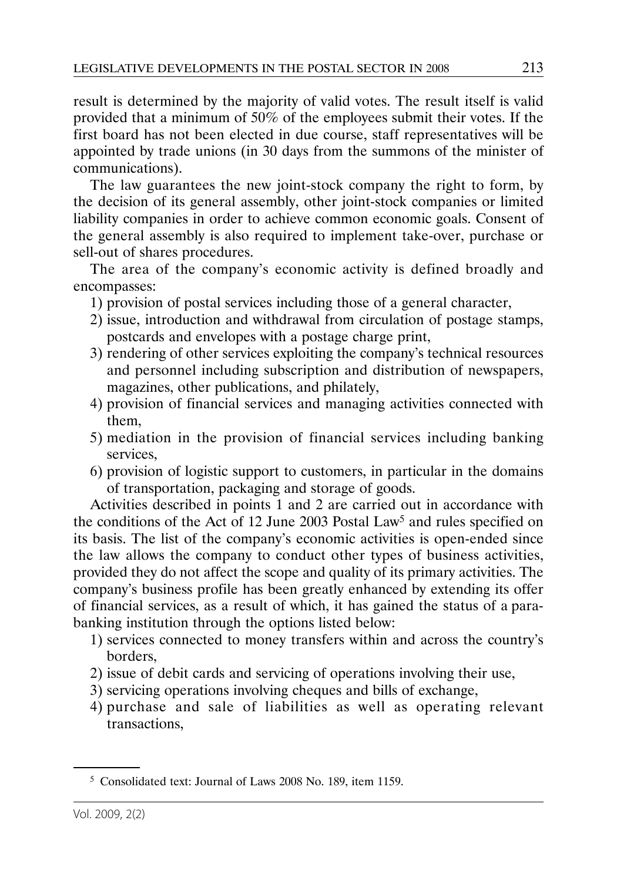result is determined by the majority of valid votes. The result itself is valid provided that a minimum of 50% of the employees submit their votes. If the first board has not been elected in due course, staff representatives will be appointed by trade unions (in 30 days from the summons of the minister of communications).

The law guarantees the new joint-stock company the right to form, by the decision of its general assembly, other joint-stock companies or limited liability companies in order to achieve common economic goals. Consent of the general assembly is also required to implement take-over, purchase or sell-out of shares procedures.

The area of the company's economic activity is defined broadly and encompasses:

1) provision of postal services including those of a general character,
2) issue, introduction and withdrawal from circulation of postage stamps, postcards and envelopes with a postage charge print,
3) rendering of other services exploiting the company's technical resources and personnel including subscription and distribution of newspapers, magazines, other publications, and philately,
4) provision of financial services and managing activities connected with them,
5) mediation in the provision of financial services including banking services,
6) provision of logistic support to customers, in particular in the domains of transportation, packaging and storage of goods.

Activities described in points 1 and 2 are carried out in accordance with the conditions of the Act of 12 June 2003 Postal Law[5] and rules specified on its basis. The list of the company's economic activities is open-ended since the law allows the company to conduct other types of business activities, provided they do not affect the scope and quality of its primary activities. The company's business profile has been greatly enhanced by extending its offer of financial services, as a result of which, it has gained the status of a para-banking institution through the options listed below:

1) services connected to money transfers within and across the country's borders,
2) issue of debit cards and servicing of operations involving their use,
3) servicing operations involving cheques and bills of exchange,
4) purchase and sale of liabilities as well as operating relevant transactions,

[5] Consolidated text: Journal of Laws 2008 No. 189, item 1159.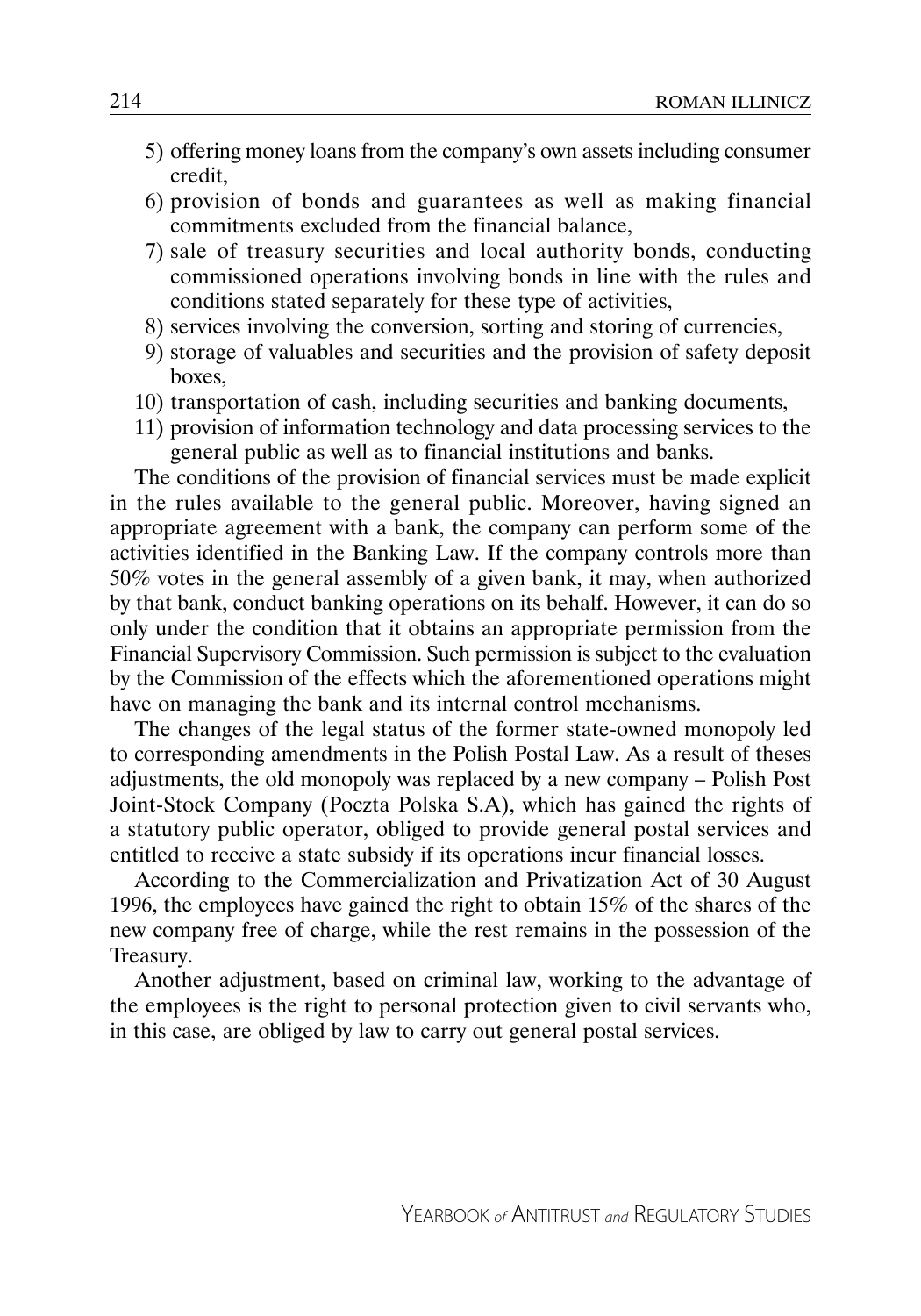5) offering money loans from the company's own assets including consumer credit,
6) provision of bonds and guarantees as well as making financial commitments excluded from the financial balance,
7) sale of treasury securities and local authority bonds, conducting commissioned operations involving bonds in line with the rules and conditions stated separately for these type of activities,
8) services involving the conversion, sorting and storing of currencies,
9) storage of valuables and securities and the provision of safety deposit boxes,
10) transportation of cash, including securities and banking documents,
11) provision of information technology and data processing services to the general public as well as to financial institutions and banks.

The conditions of the provision of financial services must be made explicit in the rules available to the general public. Moreover, having signed an appropriate agreement with a bank, the company can perform some of the activities identified in the Banking Law. If the company controls more than 50% votes in the general assembly of a given bank, it may, when authorized by that bank, conduct banking operations on its behalf. However, it can do so only under the condition that it obtains an appropriate permission from the Financial Supervisory Commission. Such permission is subject to the evaluation by the Commission of the effects which the aforementioned operations might have on managing the bank and its internal control mechanisms.

The changes of the legal status of the former state-owned monopoly led to corresponding amendments in the Polish Postal Law. As a result of theses adjustments, the old monopoly was replaced by a new company – Polish Post Joint-Stock Company (Poczta Polska S.A), which has gained the rights of a statutory public operator, obliged to provide general postal services and entitled to receive a state subsidy if its operations incur financial losses.

According to the Commercialization and Privatization Act of 30 August 1996, the employees have gained the right to obtain 15% of the shares of the new company free of charge, while the rest remains in the possession of the Treasury.

Another adjustment, based on criminal law, working to the advantage of the employees is the right to personal protection given to civil servants who, in this case, are obliged by law to carry out general postal services.